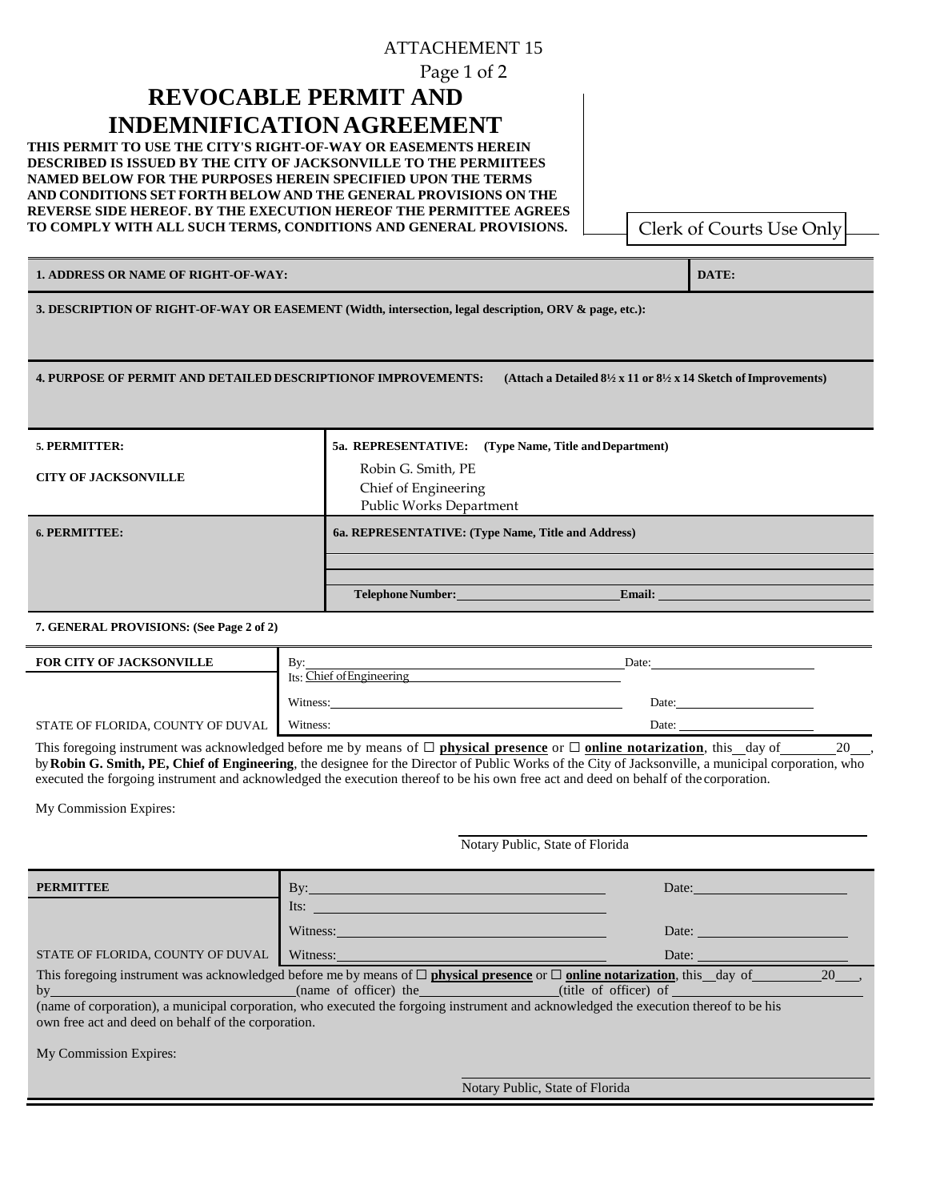ATTACHEMENT 15

# REVOCABLE PERMIT AND INDEMNIFICATION AGREEMENT

**THIS PERMIT TO USE THE CITY'S RIGHT-OF-WAY OR EASEMENTS HEREIN DESCRIBED IS ISSUED BY THE CITY OF JACKSONVILLE TO THE PERMIITEES NAMED BELOW FOR THE PURPOSES HEREIN SPECIFIED UPON THE TERMS AND CONDITIONS SET FORTH BELOW AND THE GENERAL PROVISIONS ON THE REVERSE SIDE HEREOF. BY THE EXECUTION HEREOF THE PERMITTEE AGREES TO COMPLY WITH ALL SUCH TERMS, CONDITIONS AND GENERAL PROVISIONS.**

Clerk of Courts Use Only

| **1. ADDRESS OR NAME OF RIGHT-OF-WAY:** | **DATE:** |
|---|---|

**3. DESCRIPTION OF RIGHT-OF-WAY OR EASEMENT (Width, intersection, legal description, ORV & page, etc.):**

**4. PURPOSE OF PERMIT AND DETAILED DESCRIPTIONOF IMPROVEMENTS:** **(Attach a Detailed 8½ x 11 or 8½ x 14 Sketch of Improvements)**

| **5. PERMITTER:** | **5a. REPRESENTATIVE: (Type Name, Title and Department)** |
|---|---|
| **CITY OF JACKSONVILLE** | Robin G. Smith, PE<br>Chief of Engineering<br>Public Works Department |
| **6. PERMITTEE:** | **6a. REPRESENTATIVE: (Type Name, Title and Address)** |
| | |
| | **Telephone Number:**\_\_\_\_\_\_\_\_\_\_ **Email:**\_\_\_\_\_\_\_\_\_\_ |

**7. GENERAL PROVISIONS: (See Page 2 of 2)**

| **FOR CITY OF JACKSONVILLE** | By:\_\_\_\_\_\_\_\_\_\_<br>Its: Chief of Engineering | Date:\_\_\_\_\_\_\_\_\_\_ |
|---|---|---|
| | Witness:\_\_\_\_\_\_\_\_\_\_ | Date:\_\_\_\_\_\_\_\_\_\_ |
| STATE OF FLORIDA, COUNTY OF DUVAL | Witness: | Date:\_\_\_\_\_\_\_\_\_\_ |

This foregoing instrument was acknowledged before me by means of ☐ **physical presence** or ☐ **online notarization**, this\_\_day of\_\_\_\_\_\_\_\_20\_\_\_, by **Robin G. Smith, PE, Chief of Engineering**, the designee for the Director of Public Works of the City of Jacksonville, a municipal corporation, who executed the forgoing instrument and acknowledged the execution thereof to be his own free act and deed on behalf of the corporation.

My Commission Expires:

\_\_\_\_\_\_\_\_\_\_\_\_\_\_\_\_\_\_\_\_
Notary Public, State of Florida

| **PERMITTEE** | By:\_\_\_\_\_\_\_\_\_\_<br>Its:\_\_\_\_\_\_\_\_\_\_ | Date:\_\_\_\_\_\_\_\_\_\_ |
|---|---|---|
| | Witness:\_\_\_\_\_\_\_\_\_\_ | Date:\_\_\_\_\_\_\_\_\_\_ |
| STATE OF FLORIDA, COUNTY OF DUVAL | Witness:\_\_\_\_\_\_\_\_\_\_ | Date:\_\_\_\_\_\_\_\_\_\_ |

This foregoing instrument was acknowledged before me by means of ☐ **physical presence** or ☐ **online notarization**, this\_\_day of\_\_\_\_\_\_\_\_\_\_20\_\_\_, by\_\_\_\_\_\_\_\_\_\_\_\_\_\_\_\_(name of officer) the\_\_\_\_\_\_\_\_\_\_(title of officer) of\_\_\_\_\_\_\_\_\_\_\_\_\_\_\_\_ (name of corporation), a municipal corporation, who executed the forgoing instrument and acknowledged the execution thereof to be his own free act and deed on behalf of the corporation.

My Commission Expires:

\_\_\_\_\_\_\_\_\_\_\_\_\_\_\_\_\_\_\_\_
Notary Public, State of Florida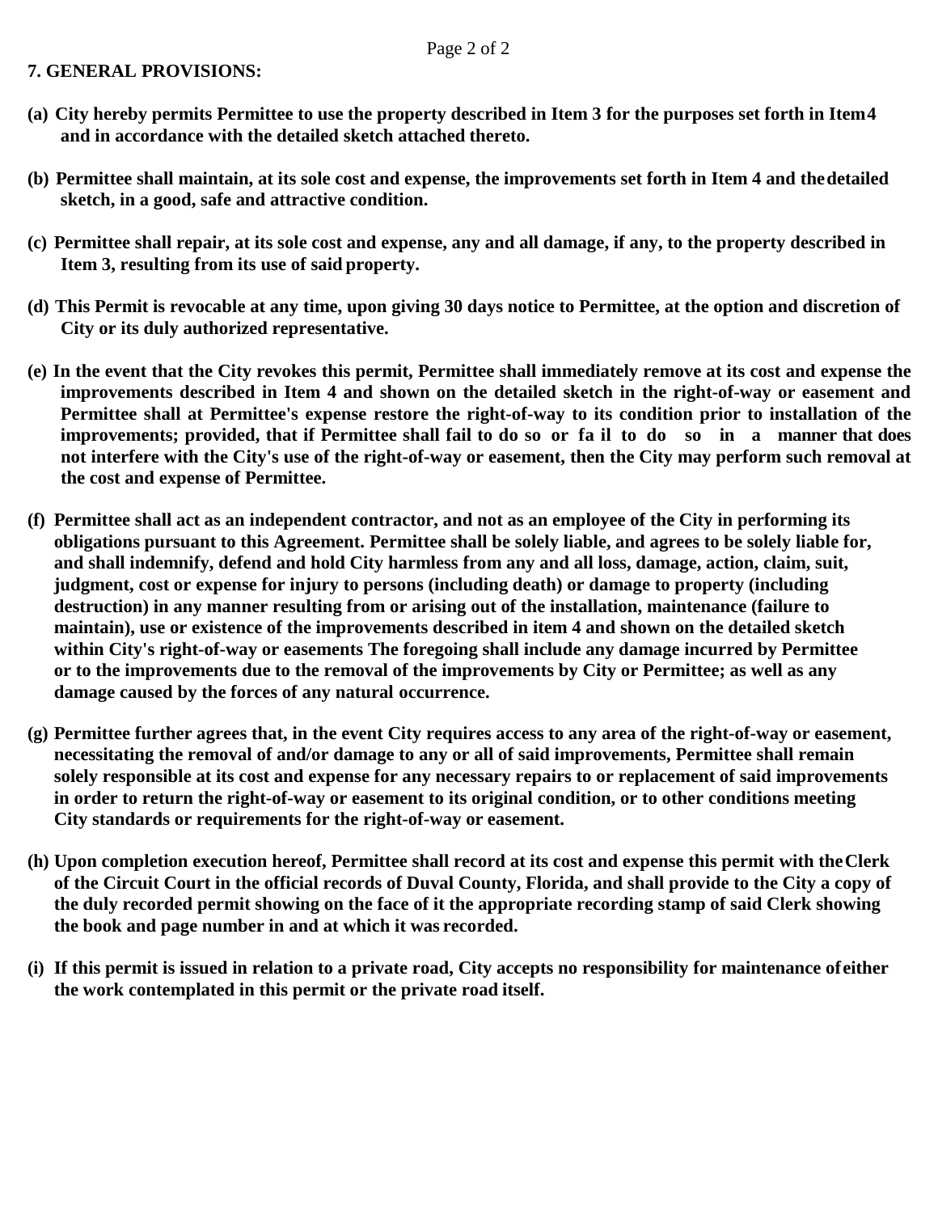**7. GENERAL PROVISIONS:**

**(a) City hereby permits Permittee to use the property described in Item 3 for the purposes set forth in Item 4 and in accordance with the detailed sketch attached thereto.**

**(b) Permittee shall maintain, at its sole cost and expense, the improvements set forth in Item 4 and the detailed sketch, in a good, safe and attractive condition.**

**(c) Permittee shall repair, at its sole cost and expense, any and all damage, if any, to the property described in Item 3, resulting from its use of said property.**

**(d) This Permit is revocable at any time, upon giving 30 days notice to Permittee, at the option and discretion of City or its duly authorized representative.**

**(e) In the event that the City revokes this permit, Permittee shall immediately remove at its cost and expense the improvements described in Item 4 and shown on the detailed sketch in the right-of-way or easement and Permittee shall at Permittee's expense restore the right-of-way to its condition prior to installation of the improvements; provided, that if Permittee shall fail to do so or fa il to do so in a manner that does not interfere with the City's use of the right-of-way or easement, then the City may perform such removal at the cost and expense of Permittee.**

**(f) Permittee shall act as an independent contractor, and not as an employee of the City in performing its obligations pursuant to this Agreement. Permittee shall be solely liable, and agrees to be solely liable for, and shall indemnify, defend and hold City harmless from any and all loss, damage, action, claim, suit, judgment, cost or expense for injury to persons (including death) or damage to property (including destruction) in any manner resulting from or arising out of the installation, maintenance (failure to maintain), use or existence of the improvements described in item 4 and shown on the detailed sketch within City's right-of-way or easements The foregoing shall include any damage incurred by Permittee or to the improvements due to the removal of the improvements by City or Permittee; as well as any damage caused by the forces of any natural occurrence.**

**(g) Permittee further agrees that, in the event City requires access to any area of the right-of-way or easement, necessitating the removal of and/or damage to any or all of said improvements, Permittee shall remain solely responsible at its cost and expense for any necessary repairs to or replacement of said improvements in order to return the right-of-way or easement to its original condition, or to other conditions meeting City standards or requirements for the right-of-way or easement.**

**(h) Upon completion execution hereof, Permittee shall record at its cost and expense this permit with the Clerk of the Circuit Court in the official records of Duval County, Florida, and shall provide to the City a copy of the duly recorded permit showing on the face of it the appropriate recording stamp of said Clerk showing the book and page number in and at which it was recorded.**

**(i) If this permit is issued in relation to a private road, City accepts no responsibility for maintenance of either the work contemplated in this permit or the private road itself.**